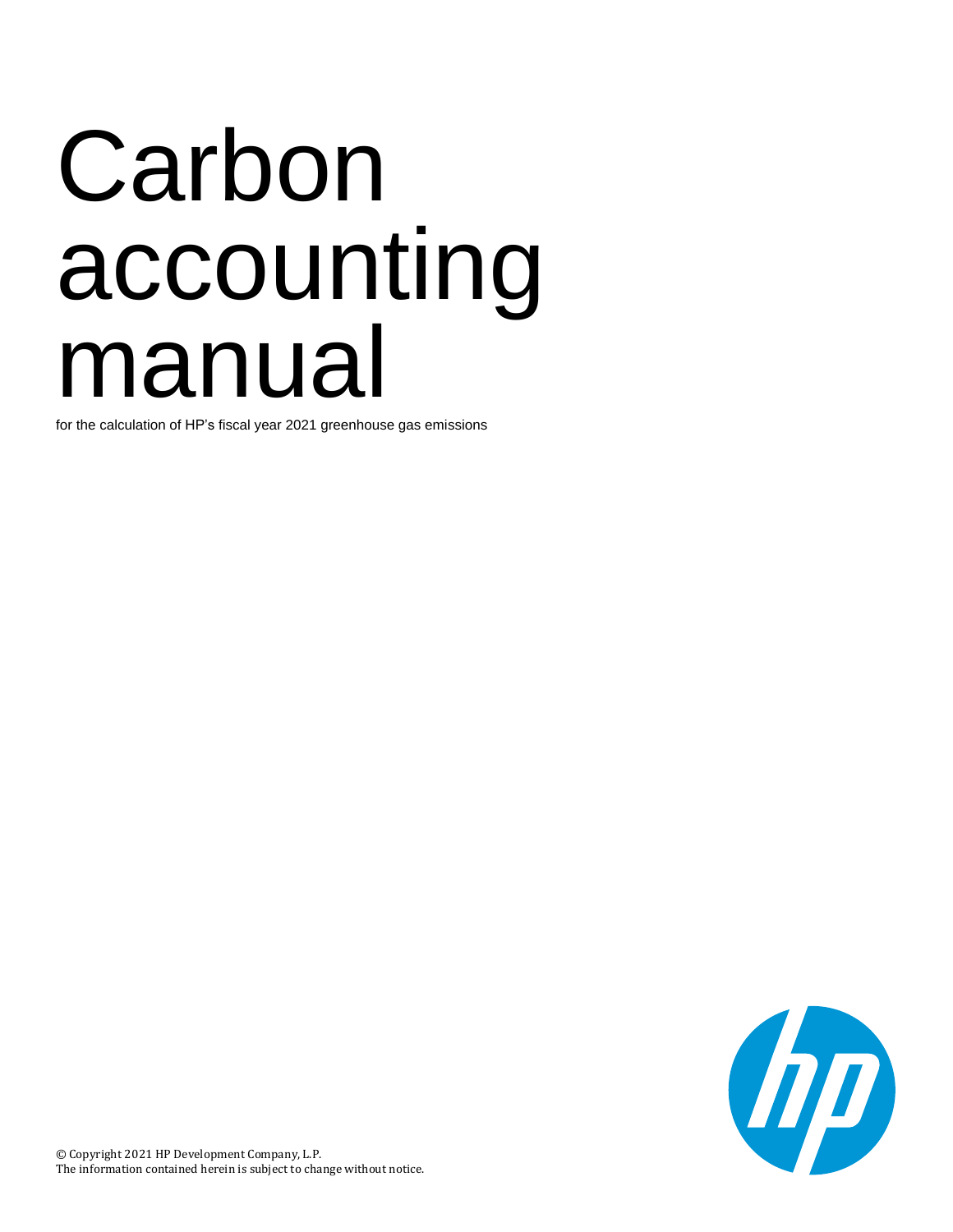# Carbon accounting manual

for the calculation of HP's fiscal year 2021 greenhouse gas emissions

© Copyright 2021 HP Development Company, L.P.
The information contained herein is subject to change without notice.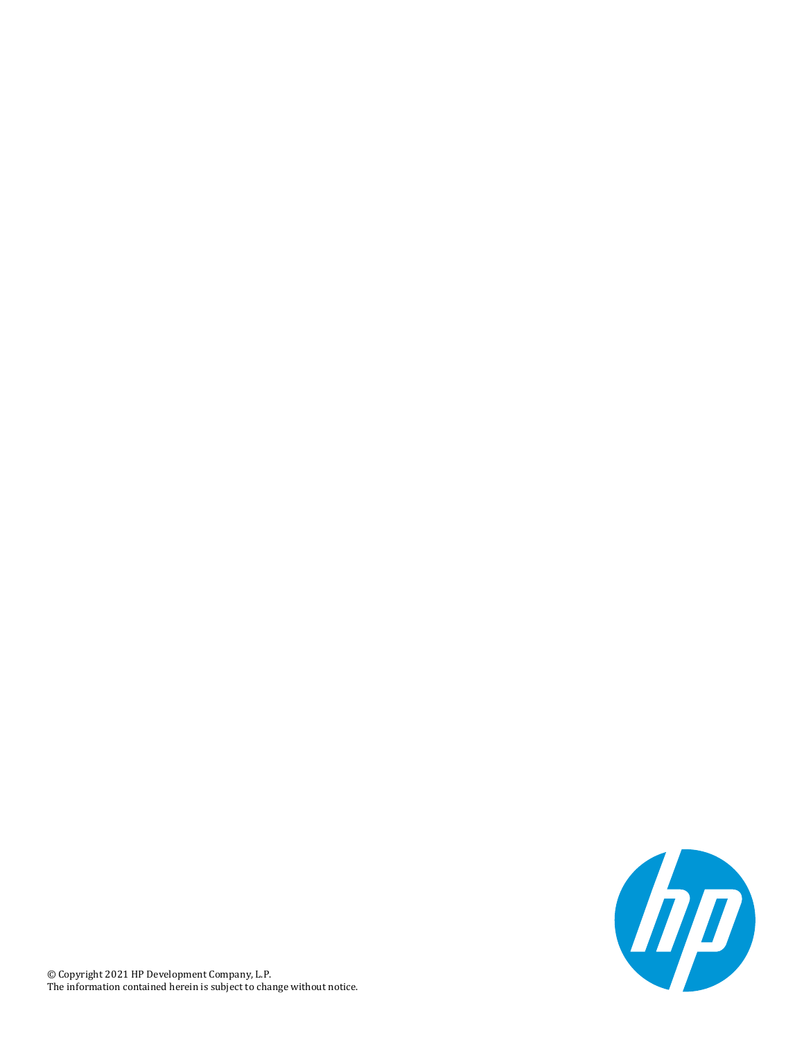© Copyright 2021 HP Development Company, L.P.
The information contained herein is subject to change without notice.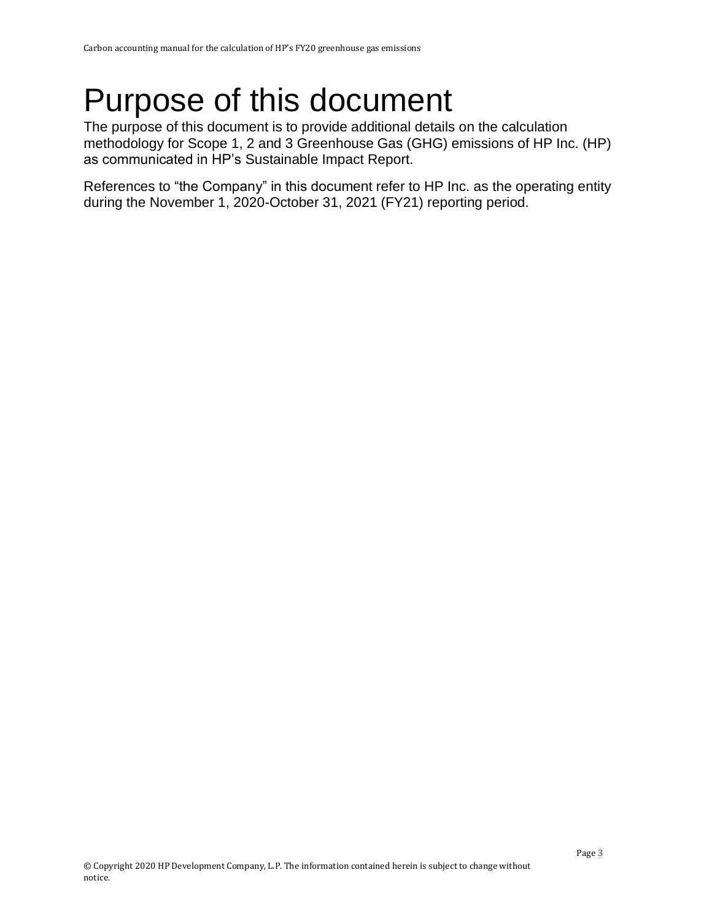# Purpose of this document

The purpose of this document is to provide additional details on the calculation methodology for Scope 1, 2 and 3 Greenhouse Gas (GHG) emissions of HP Inc. (HP) as communicated in HP's Sustainable Impact Report.

References to "the Company" in this document refer to HP Inc. as the operating entity during the November 1, 2020-October 31, 2021 (FY21) reporting period.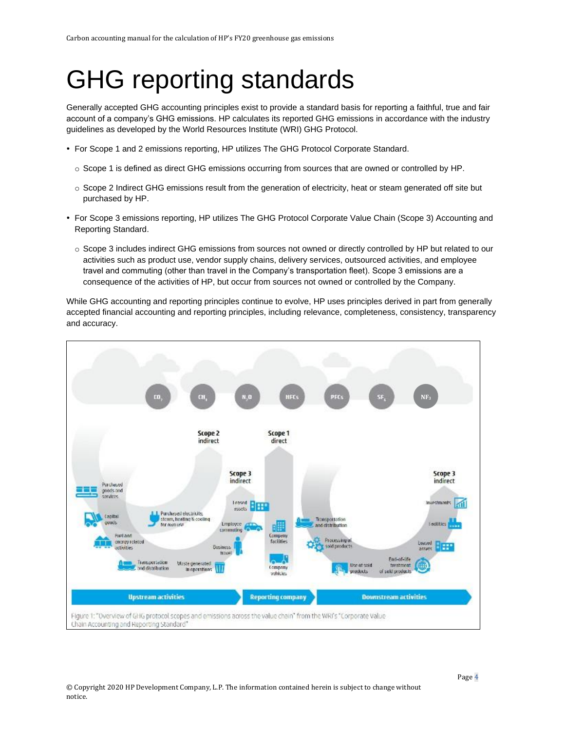# GHG reporting standards

Generally accepted GHG accounting principles exist to provide a standard basis for reporting a faithful, true and fair account of a company's GHG emissions. HP calculates its reported GHG emissions in accordance with the industry guidelines as developed by the World Resources Institute (WRI) GHG Protocol.

- For Scope 1 and 2 emissions reporting, HP utilizes The GHG Protocol Corporate Standard.
  - Scope 1 is defined as direct GHG emissions occurring from sources that are owned or controlled by HP.
  - Scope 2 Indirect GHG emissions result from the generation of electricity, heat or steam generated off site but purchased by HP.
- For Scope 3 emissions reporting, HP utilizes The GHG Protocol Corporate Value Chain (Scope 3) Accounting and Reporting Standard.
  - Scope 3 includes indirect GHG emissions from sources not owned or directly controlled by HP but related to our activities such as product use, vendor supply chains, delivery services, outsourced activities, and employee travel and commuting (other than travel in the Company's transportation fleet). Scope 3 emissions are a consequence of the activities of HP, but occur from sources not owned or controlled by the Company.

While GHG accounting and reporting principles continue to evolve, HP uses principles derived in part from generally accepted financial accounting and reporting principles, including relevance, completeness, consistency, transparency and accuracy.

Figure 1: "Overview of GHG protocol scopes and emissions across the value chain" from the WRI's "Corporate Value Chain Accounting and Reporting Standard"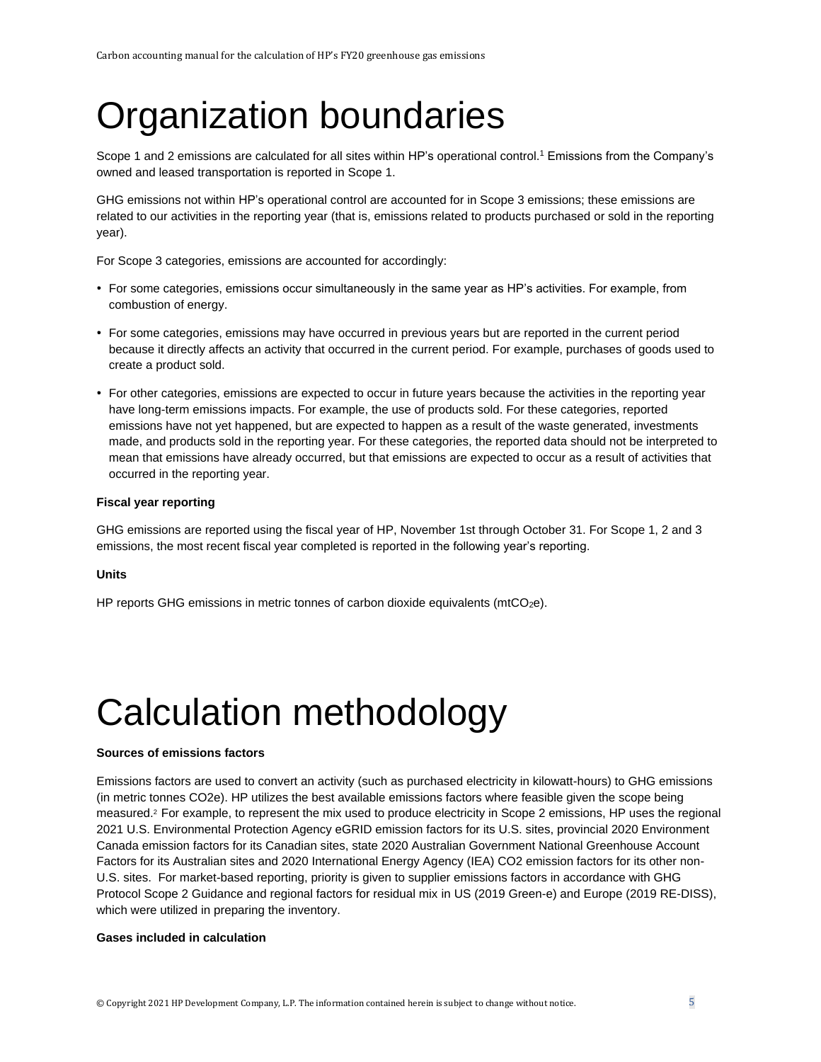# Organization boundaries

Scope 1 and 2 emissions are calculated for all sites within HP's operational control.[1] Emissions from the Company's owned and leased transportation is reported in Scope 1.

GHG emissions not within HP's operational control are accounted for in Scope 3 emissions; these emissions are related to our activities in the reporting year (that is, emissions related to products purchased or sold in the reporting year).

For Scope 3 categories, emissions are accounted for accordingly:

- For some categories, emissions occur simultaneously in the same year as HP's activities. For example, from combustion of energy.
- For some categories, emissions may have occurred in previous years but are reported in the current period because it directly affects an activity that occurred in the current period. For example, purchases of goods used to create a product sold.
- For other categories, emissions are expected to occur in future years because the activities in the reporting year have long-term emissions impacts. For example, the use of products sold. For these categories, reported emissions have not yet happened, but are expected to happen as a result of the waste generated, investments made, and products sold in the reporting year. For these categories, the reported data should not be interpreted to mean that emissions have already occurred, but that emissions are expected to occur as a result of activities that occurred in the reporting year.

**Fiscal year reporting**

GHG emissions are reported using the fiscal year of HP, November 1st through October 31. For Scope 1, 2 and 3 emissions, the most recent fiscal year completed is reported in the following year's reporting.

**Units**

HP reports GHG emissions in metric tonnes of carbon dioxide equivalents (mt$CO_2$e).

# Calculation methodology

**Sources of emissions factors**

Emissions factors are used to convert an activity (such as purchased electricity in kilowatt-hours) to GHG emissions (in metric tonnes CO2e). HP utilizes the best available emissions factors where feasible given the scope being measured.[2] For example, to represent the mix used to produce electricity in Scope 2 emissions, HP uses the regional 2021 U.S. Environmental Protection Agency eGRID emission factors for its U.S. sites, provincial 2020 Environment Canada emission factors for its Canadian sites, state 2020 Australian Government National Greenhouse Account Factors for its Australian sites and 2020 International Energy Agency (IEA) CO2 emission factors for its other non-U.S. sites. For market-based reporting, priority is given to supplier emissions factors in accordance with GHG Protocol Scope 2 Guidance and regional factors for residual mix in US (2019 Green-e) and Europe (2019 RE-DISS), which were utilized in preparing the inventory.

**Gases included in calculation**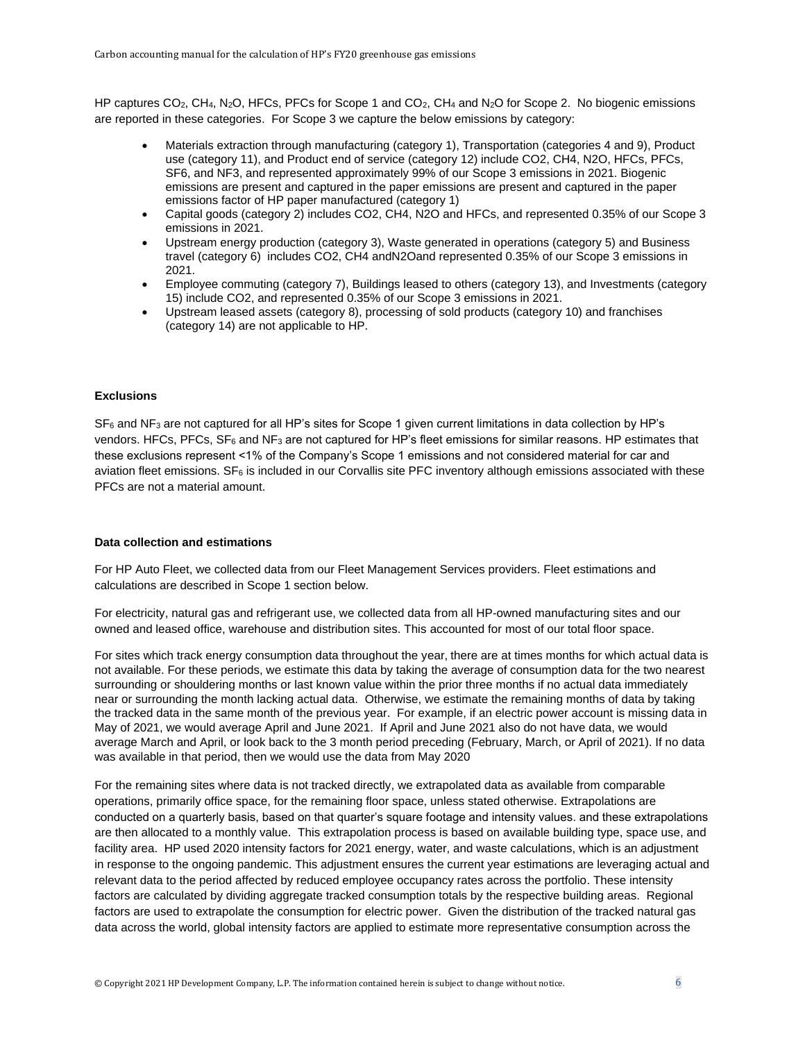HP captures $CO_2$, $CH_4$, $N_2O$, HFCs, PFCs for Scope 1 and $CO_2$, $CH_4$ and $N_2O$ for Scope 2. No biogenic emissions are reported in these categories. For Scope 3 we capture the below emissions by category:

- Materials extraction through manufacturing (category 1), Transportation (categories 4 and 9), Product use (category 11), and Product end of service (category 12) include CO2, CH4, N2O, HFCs, PFCs, SF6, and NF3, and represented approximately 99% of our Scope 3 emissions in 2021. Biogenic emissions are present and captured in the paper emissions are present and captured in the paper emissions factor of HP paper manufactured (category 1)
- Capital goods (category 2) includes CO2, CH4, N2O and HFCs, and represented 0.35% of our Scope 3 emissions in 2021.
- Upstream energy production (category 3), Waste generated in operations (category 5) and Business travel (category 6) includes CO2, CH4 andN2Oand represented 0.35% of our Scope 3 emissions in 2021.
- Employee commuting (category 7), Buildings leased to others (category 13), and Investments (category 15) include CO2, and represented 0.35% of our Scope 3 emissions in 2021.
- Upstream leased assets (category 8), processing of sold products (category 10) and franchises (category 14) are not applicable to HP.

**Exclusions**

$SF_6$ and $NF_3$ are not captured for all HP's sites for Scope 1 given current limitations in data collection by HP's vendors. HFCs, PFCs, $SF_6$ and $NF_3$ are not captured for HP's fleet emissions for similar reasons. HP estimates that these exclusions represent <1% of the Company's Scope 1 emissions and not considered material for car and aviation fleet emissions. $SF_6$ is included in our Corvallis site PFC inventory although emissions associated with these PFCs are not a material amount.

**Data collection and estimations**

For HP Auto Fleet, we collected data from our Fleet Management Services providers. Fleet estimations and calculations are described in Scope 1 section below.

For electricity, natural gas and refrigerant use, we collected data from all HP-owned manufacturing sites and our owned and leased office, warehouse and distribution sites. This accounted for most of our total floor space.

For sites which track energy consumption data throughout the year, there are at times months for which actual data is not available. For these periods, we estimate this data by taking the average of consumption data for the two nearest surrounding or shouldering months or last known value within the prior three months if no actual data immediately near or surrounding the month lacking actual data. Otherwise, we estimate the remaining months of data by taking the tracked data in the same month of the previous year. For example, if an electric power account is missing data in May of 2021, we would average April and June 2021. If April and June 2021 also do not have data, we would average March and April, or look back to the 3 month period preceding (February, March, or April of 2021). If no data was available in that period, then we would use the data from May 2020

For the remaining sites where data is not tracked directly, we extrapolated data as available from comparable operations, primarily office space, for the remaining floor space, unless stated otherwise. Extrapolations are conducted on a quarterly basis, based on that quarter's square footage and intensity values. and these extrapolations are then allocated to a monthly value. This extrapolation process is based on available building type, space use, and facility area. HP used 2020 intensity factors for 2021 energy, water, and waste calculations, which is an adjustment in response to the ongoing pandemic. This adjustment ensures the current year estimations are leveraging actual and relevant data to the period affected by reduced employee occupancy rates across the portfolio. These intensity factors are calculated by dividing aggregate tracked consumption totals by the respective building areas. Regional factors are used to extrapolate the consumption for electric power. Given the distribution of the tracked natural gas data across the world, global intensity factors are applied to estimate more representative consumption across the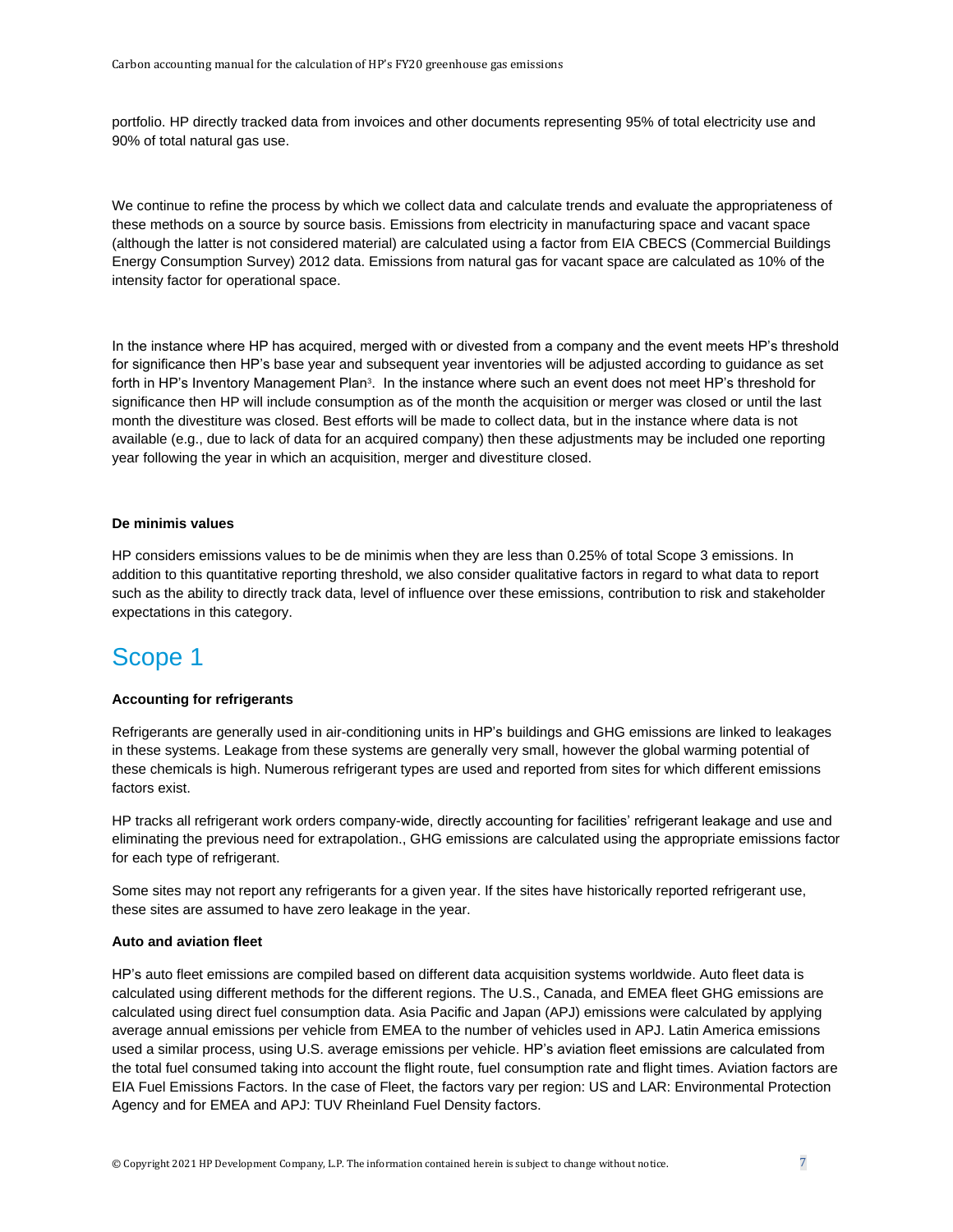portfolio. HP directly tracked data from invoices and other documents representing 95% of total electricity use and 90% of total natural gas use.

We continue to refine the process by which we collect data and calculate trends and evaluate the appropriateness of these methods on a source by source basis. Emissions from electricity in manufacturing space and vacant space (although the latter is not considered material) are calculated using a factor from EIA CBECS (Commercial Buildings Energy Consumption Survey) 2012 data. Emissions from natural gas for vacant space are calculated as 10% of the intensity factor for operational space.

In the instance where HP has acquired, merged with or divested from a company and the event meets HP's threshold for significance then HP's base year and subsequent year inventories will be adjusted according to guidance as set forth in HP's Inventory Management Plan[3]. In the instance where such an event does not meet HP's threshold for significance then HP will include consumption as of the month the acquisition or merger was closed or until the last month the divestiture was closed. Best efforts will be made to collect data, but in the instance where data is not available (e.g., due to lack of data for an acquired company) then these adjustments may be included one reporting year following the year in which an acquisition, merger and divestiture closed.

**De minimis values**

HP considers emissions values to be de minimis when they are less than 0.25% of total Scope 3 emissions. In addition to this quantitative reporting threshold, we also consider qualitative factors in regard to what data to report such as the ability to directly track data, level of influence over these emissions, contribution to risk and stakeholder expectations in this category.

# Scope 1

**Accounting for refrigerants**

Refrigerants are generally used in air-conditioning units in HP's buildings and GHG emissions are linked to leakages in these systems. Leakage from these systems are generally very small, however the global warming potential of these chemicals is high. Numerous refrigerant types are used and reported from sites for which different emissions factors exist.

HP tracks all refrigerant work orders company-wide, directly accounting for facilities' refrigerant leakage and use and eliminating the previous need for extrapolation., GHG emissions are calculated using the appropriate emissions factor for each type of refrigerant.

Some sites may not report any refrigerants for a given year. If the sites have historically reported refrigerant use, these sites are assumed to have zero leakage in the year.

**Auto and aviation fleet**

HP's auto fleet emissions are compiled based on different data acquisition systems worldwide. Auto fleet data is calculated using different methods for the different regions. The U.S., Canada, and EMEA fleet GHG emissions are calculated using direct fuel consumption data. Asia Pacific and Japan (APJ) emissions were calculated by applying average annual emissions per vehicle from EMEA to the number of vehicles used in APJ. Latin America emissions used a similar process, using U.S. average emissions per vehicle. HP's aviation fleet emissions are calculated from the total fuel consumed taking into account the flight route, fuel consumption rate and flight times. Aviation factors are EIA Fuel Emissions Factors. In the case of Fleet, the factors vary per region: US and LAR: Environmental Protection Agency and for EMEA and APJ: TUV Rheinland Fuel Density factors.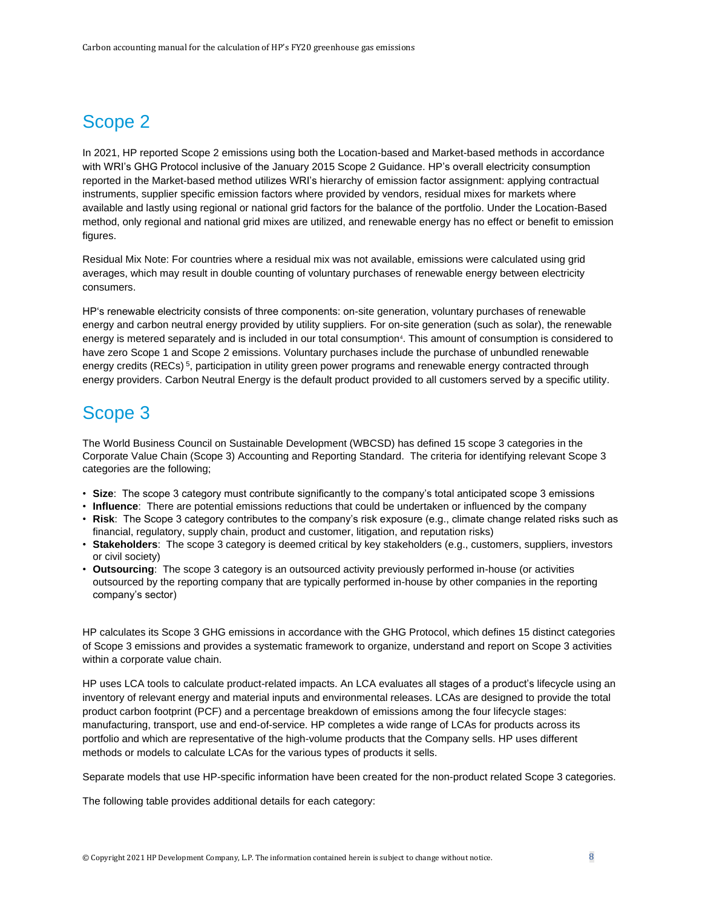## Scope 2

In 2021, HP reported Scope 2 emissions using both the Location-based and Market-based methods in accordance with WRI's GHG Protocol inclusive of the January 2015 Scope 2 Guidance. HP's overall electricity consumption reported in the Market-based method utilizes WRI's hierarchy of emission factor assignment: applying contractual instruments, supplier specific emission factors where provided by vendors, residual mixes for markets where available and lastly using regional or national grid factors for the balance of the portfolio. Under the Location-Based method, only regional and national grid mixes are utilized, and renewable energy has no effect or benefit to emission figures.

Residual Mix Note: For countries where a residual mix was not available, emissions were calculated using grid averages, which may result in double counting of voluntary purchases of renewable energy between electricity consumers.

HP's renewable electricity consists of three components: on-site generation, voluntary purchases of renewable energy and carbon neutral energy provided by utility suppliers. For on-site generation (such as solar), the renewable energy is metered separately and is included in our total consumption[4]. This amount of consumption is considered to have zero Scope 1 and Scope 2 emissions. Voluntary purchases include the purchase of unbundled renewable energy credits (RECs)[5], participation in utility green power programs and renewable energy contracted through energy providers. Carbon Neutral Energy is the default product provided to all customers served by a specific utility.

## Scope 3

The World Business Council on Sustainable Development (WBCSD) has defined 15 scope 3 categories in the Corporate Value Chain (Scope 3) Accounting and Reporting Standard. The criteria for identifying relevant Scope 3 categories are the following;

- **Size**: The scope 3 category must contribute significantly to the company's total anticipated scope 3 emissions
- **Influence**: There are potential emissions reductions that could be undertaken or influenced by the company
- **Risk**: The Scope 3 category contributes to the company's risk exposure (e.g., climate change related risks such as financial, regulatory, supply chain, product and customer, litigation, and reputation risks)
- **Stakeholders**: The scope 3 category is deemed critical by key stakeholders (e.g., customers, suppliers, investors or civil society)
- **Outsourcing**: The scope 3 category is an outsourced activity previously performed in-house (or activities outsourced by the reporting company that are typically performed in-house by other companies in the reporting company's sector)

HP calculates its Scope 3 GHG emissions in accordance with the GHG Protocol, which defines 15 distinct categories of Scope 3 emissions and provides a systematic framework to organize, understand and report on Scope 3 activities within a corporate value chain.

HP uses LCA tools to calculate product-related impacts. An LCA evaluates all stages of a product's lifecycle using an inventory of relevant energy and material inputs and environmental releases. LCAs are designed to provide the total product carbon footprint (PCF) and a percentage breakdown of emissions among the four lifecycle stages: manufacturing, transport, use and end-of-service. HP completes a wide range of LCAs for products across its portfolio and which are representative of the high-volume products that the Company sells. HP uses different methods or models to calculate LCAs for the various types of products it sells.

Separate models that use HP-specific information have been created for the non-product related Scope 3 categories.

The following table provides additional details for each category: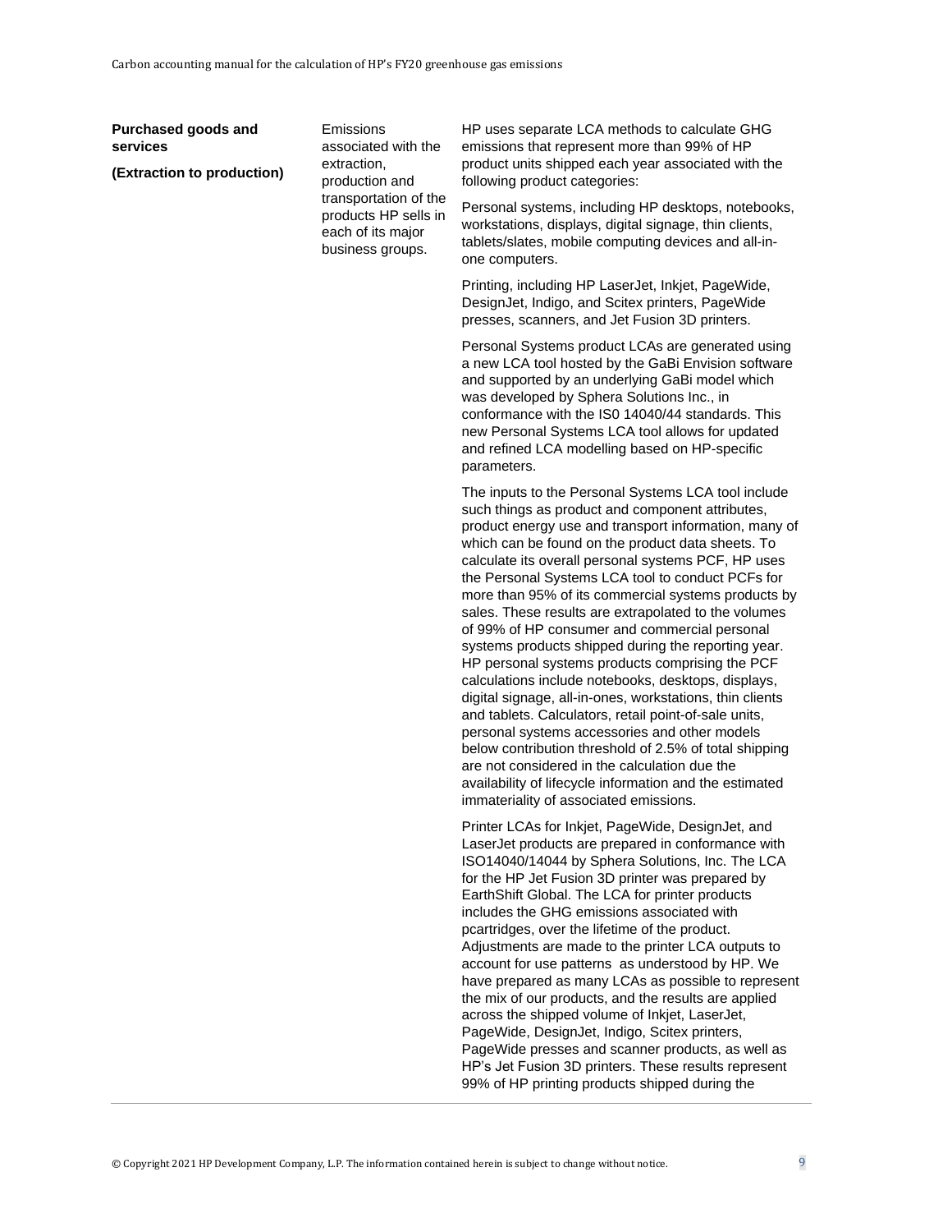| | | |
|---|---|---|
| **Purchased goods and services**<br><br>**(Extraction to production)** | Emissions associated with the extraction, production and transportation of the products HP sells in each of its major business groups. | HP uses separate LCA methods to calculate GHG emissions that represent more than 99% of HP product units shipped each year associated with the following product categories:<br><br>Personal systems, including HP desktops, notebooks, workstations, displays, digital signage, thin clients, tablets/slates, mobile computing devices and all-in-one computers.<br><br>Printing, including HP LaserJet, Inkjet, PageWide, DesignJet, Indigo, and Scitex printers, PageWide presses, scanners, and Jet Fusion 3D printers.<br><br>Personal Systems product LCAs are generated using a new LCA tool hosted by the GaBi Envision software and supported by an underlying GaBi model which was developed by Sphera Solutions Inc., in conformance with the IS0 14040/44 standards. This new Personal Systems LCA tool allows for updated and refined LCA modelling based on HP-specific parameters.<br><br>The inputs to the Personal Systems LCA tool include such things as product and component attributes, product energy use and transport information, many of which can be found on the product data sheets. To calculate its overall personal systems PCF, HP uses the Personal Systems LCA tool to conduct PCFs for more than 95% of its commercial systems products by sales. These results are extrapolated to the volumes of 99% of HP consumer and commercial personal systems products shipped during the reporting year. HP personal systems products comprising the PCF calculations include notebooks, desktops, displays, digital signage, all-in-ones, workstations, thin clients and tablets. Calculators, retail point-of-sale units, personal systems accessories and other models below contribution threshold of 2.5% of total shipping are not considered in the calculation due the availability of lifecycle information and the estimated immateriality of associated emissions.<br><br>Printer LCAs for Inkjet, PageWide, DesignJet, and LaserJet products are prepared in conformance with ISO14040/14044 by Sphera Solutions, Inc. The LCA for the HP Jet Fusion 3D printer was prepared by EarthShift Global. The LCA for printer products includes the GHG emissions associated with pcartridges, over the lifetime of the product. Adjustments are made to the printer LCA outputs to account for use patterns as understood by HP. We have prepared as many LCAs as possible to represent the mix of our products, and the results are applied across the shipped volume of Inkjet, LaserJet, PageWide, DesignJet, Indigo, Scitex printers, PageWide presses and scanner products, as well as HP's Jet Fusion 3D printers. These results represent 99% of HP printing products shipped during the |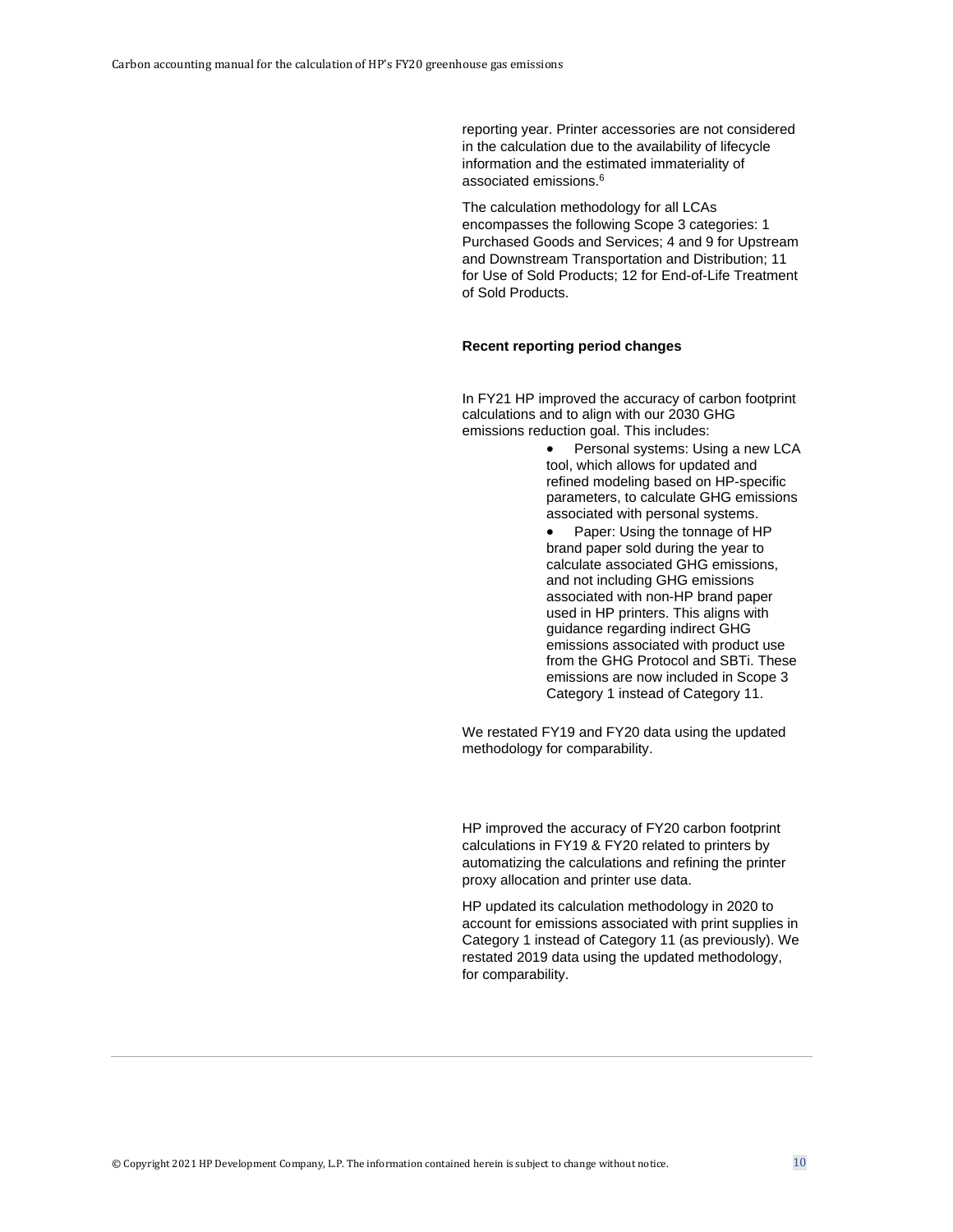reporting year. Printer accessories are not considered in the calculation due to the availability of lifecycle information and the estimated immateriality of associated emissions.[6]

The calculation methodology for all LCAs encompasses the following Scope 3 categories: 1 Purchased Goods and Services; 4 and 9 for Upstream and Downstream Transportation and Distribution; 11 for Use of Sold Products; 12 for End-of-Life Treatment of Sold Products.

**Recent reporting period changes**

In FY21 HP improved the accuracy of carbon footprint calculations and to align with our 2030 GHG emissions reduction goal. This includes:

- Personal systems: Using a new LCA tool, which allows for updated and refined modeling based on HP-specific parameters, to calculate GHG emissions associated with personal systems.
- Paper: Using the tonnage of HP brand paper sold during the year to calculate associated GHG emissions, and not including GHG emissions associated with non-HP brand paper used in HP printers. This aligns with guidance regarding indirect GHG emissions associated with product use from the GHG Protocol and SBTi. These emissions are now included in Scope 3 Category 1 instead of Category 11.

We restated FY19 and FY20 data using the updated methodology for comparability.

HP improved the accuracy of FY20 carbon footprint calculations in FY19 & FY20 related to printers by automatizing the calculations and refining the printer proxy allocation and printer use data.

HP updated its calculation methodology in 2020 to account for emissions associated with print supplies in Category 1 instead of Category 11 (as previously). We restated 2019 data using the updated methodology, for comparability.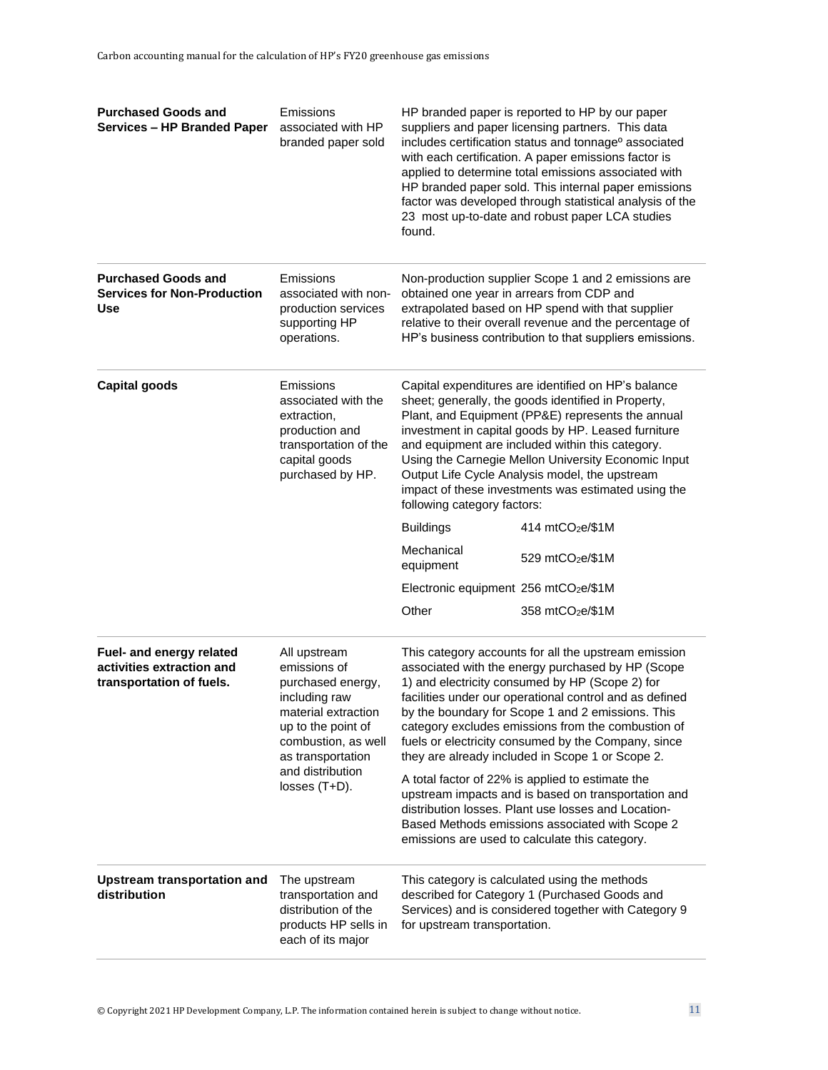| Category | Description | Methodology |
| --- | --- | --- |
| **Purchased Goods and Services – HP Branded Paper** | Emissions associated with HP branded paper sold | HP branded paper is reported to HP by our paper suppliers and paper licensing partners. This data includes certification status and tonnage[o] associated with each certification. A paper emissions factor is applied to determine total emissions associated with HP branded paper sold. This internal paper emissions factor was developed through statistical analysis of the 23 most up-to-date and robust paper LCA studies found. |
| **Purchased Goods and Services for Non-Production Use** | Emissions associated with non-production services supporting HP operations. | Non-production supplier Scope 1 and 2 emissions are obtained one year in arrears from CDP and extrapolated based on HP spend with that supplier relative to their overall revenue and the percentage of HP's business contribution to that suppliers emissions. |
| **Capital goods** | Emissions associated with the extraction, production and transportation of the capital goods purchased by HP. | Capital expenditures are identified on HP's balance sheet; generally, the goods identified in Property, Plant, and Equipment (PP&E) represents the annual investment in capital goods by HP. Leased furniture and equipment are included within this category. Using the Carnegie Mellon University Economic Input Output Life Cycle Analysis model, the upstream impact of these investments was estimated using the following category factors:<br>Buildings: 414 $mtCO_2e$/\$1M<br>Mechanical equipment: 529 $mtCO_2e$/\$1M<br>Electronic equipment: 256 $mtCO_2e$/\$1M<br>Other: 358 $mtCO_2e$/\$1M |
| **Fuel- and energy related activities extraction and transportation of fuels.** | All upstream emissions of purchased energy, including raw material extraction up to the point of combustion, as well as transportation and distribution losses (T+D). | This category accounts for all the upstream emission associated with the energy purchased by HP (Scope 1) and electricity consumed by HP (Scope 2) for facilities under our operational control and as defined by the boundary for Scope 1 and 2 emissions. This category excludes emissions from the combustion of fuels or electricity consumed by the Company, since they are already included in Scope 1 or Scope 2.<br><br>A total factor of 22% is applied to estimate the upstream impacts and is based on transportation and distribution losses. Plant use losses and Location-Based Methods emissions associated with Scope 2 emissions are used to calculate this category. |
| **Upstream transportation and distribution** | The upstream transportation and distribution of the products HP sells in each of its major | This category is calculated using the methods described for Category 1 (Purchased Goods and Services) and is considered together with Category 9 for upstream transportation. |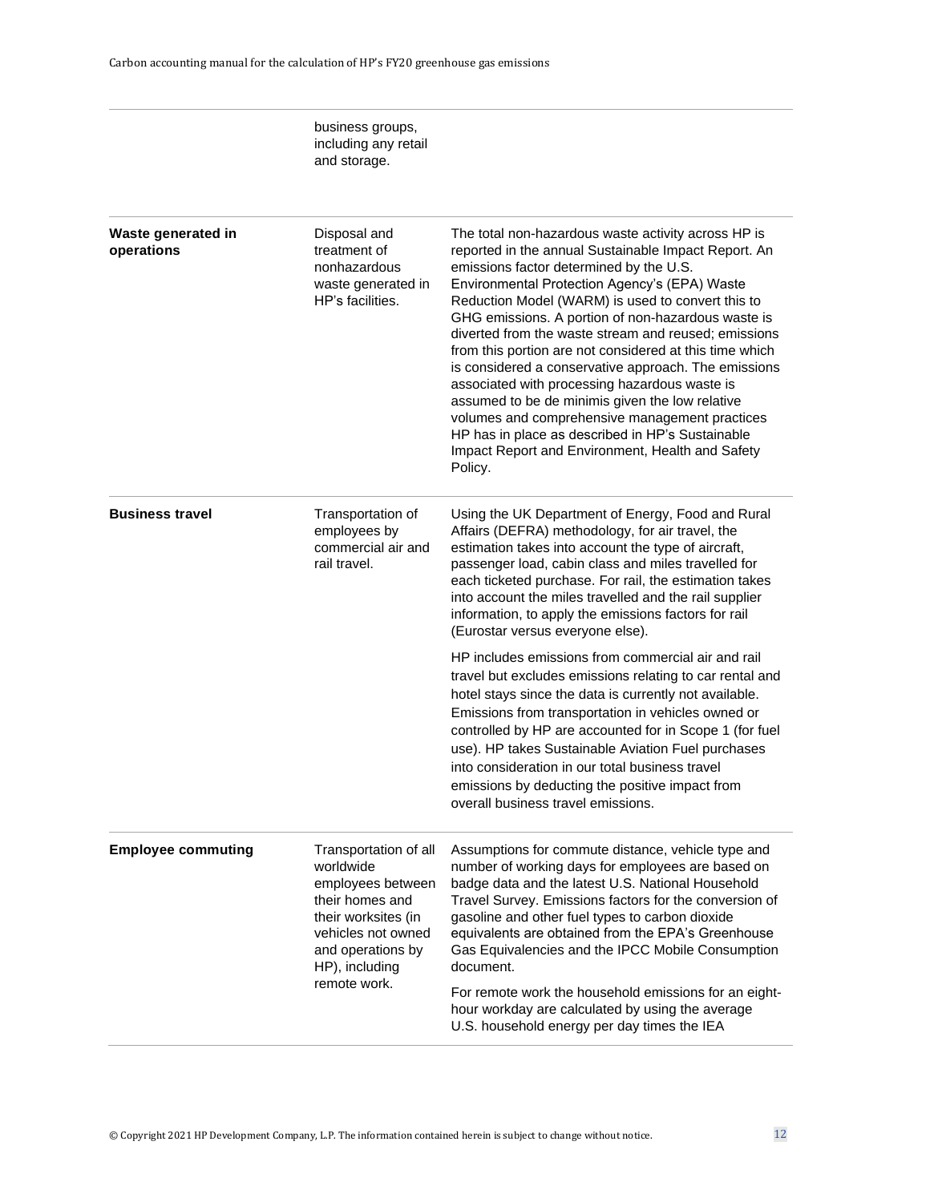| | | |
|---|---|---|
| | business groups, including any retail and storage. | |
| **Waste generated in operations** | Disposal and treatment of nonhazardous waste generated in HP's facilities. | The total non-hazardous waste activity across HP is reported in the annual Sustainable Impact Report. An emissions factor determined by the U.S. Environmental Protection Agency's (EPA) Waste Reduction Model (WARM) is used to convert this to GHG emissions. A portion of non-hazardous waste is diverted from the waste stream and reused; emissions from this portion are not considered at this time which is considered a conservative approach. The emissions associated with processing hazardous waste is assumed to be de minimis given the low relative volumes and comprehensive management practices HP has in place as described in HP's Sustainable Impact Report and Environment, Health and Safety Policy. |
| **Business travel** | Transportation of employees by commercial air and rail travel. | Using the UK Department of Energy, Food and Rural Affairs (DEFRA) methodology, for air travel, the estimation takes into account the type of aircraft, passenger load, cabin class and miles travelled for each ticketed purchase. For rail, the estimation takes into account the miles travelled and the rail supplier information, to apply the emissions factors for rail (Eurostar versus everyone else).<br><br>HP includes emissions from commercial air and rail travel but excludes emissions relating to car rental and hotel stays since the data is currently not available. Emissions from transportation in vehicles owned or controlled by HP are accounted for in Scope 1 (for fuel use). HP takes Sustainable Aviation Fuel purchases into consideration in our total business travel emissions by deducting the positive impact from overall business travel emissions. |
| **Employee commuting** | Transportation of all worldwide employees between their homes and their worksites (in vehicles not owned and operations by HP), including remote work. | Assumptions for commute distance, vehicle type and number of working days for employees are based on badge data and the latest U.S. National Household Travel Survey. Emissions factors for the conversion of gasoline and other fuel types to carbon dioxide equivalents are obtained from the EPA's Greenhouse Gas Equivalencies and the IPCC Mobile Consumption document.<br><br>For remote work the household emissions for an eight-hour workday are calculated by using the average U.S. household energy per day times the IEA |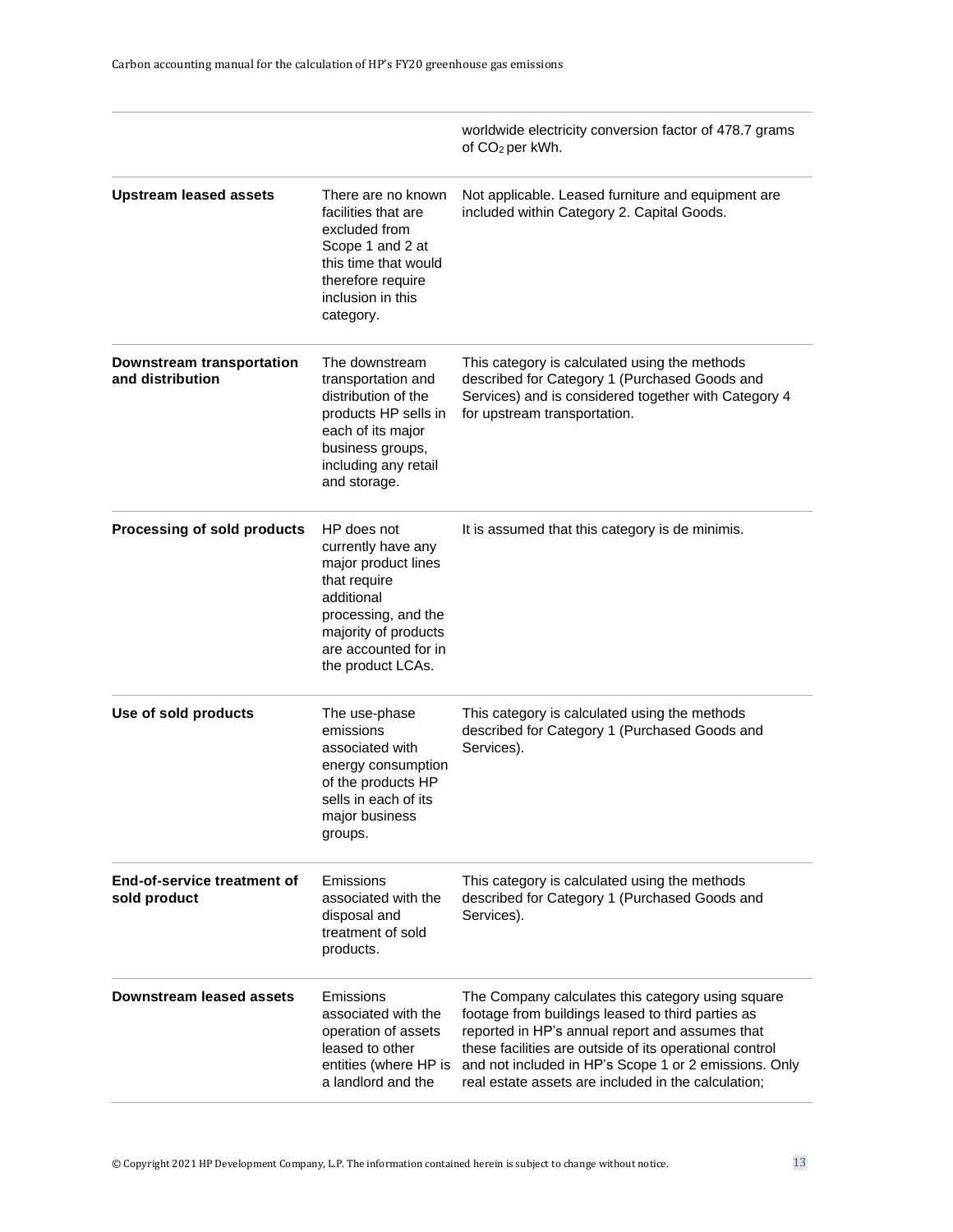| | | |
|---|---|---|
| | | worldwide electricity conversion factor of 478.7 grams of $CO_2$ per kWh. |
| **Upstream leased assets** | There are no known facilities that are excluded from Scope 1 and 2 at this time that would therefore require inclusion in this category. | Not applicable. Leased furniture and equipment are included within Category 2. Capital Goods. |
| **Downstream transportation and distribution** | The downstream transportation and distribution of the products HP sells in each of its major business groups, including any retail and storage. | This category is calculated using the methods described for Category 1 (Purchased Goods and Services) and is considered together with Category 4 for upstream transportation. |
| **Processing of sold products** | HP does not currently have any major product lines that require additional processing, and the majority of products are accounted for in the product LCAs. | It is assumed that this category is de minimis. |
| **Use of sold products** | The use-phase emissions associated with energy consumption of the products HP sells in each of its major business groups. | This category is calculated using the methods described for Category 1 (Purchased Goods and Services). |
| **End-of-service treatment of sold product** | Emissions associated with the disposal and treatment of sold products. | This category is calculated using the methods described for Category 1 (Purchased Goods and Services). |
| **Downstream leased assets** | Emissions associated with the operation of assets leased to other entities (where HP is a landlord and the | The Company calculates this category using square footage from buildings leased to third parties as reported in HP's annual report and assumes that these facilities are outside of its operational control and not included in HP's Scope 1 or 2 emissions. Only real estate assets are included in the calculation; |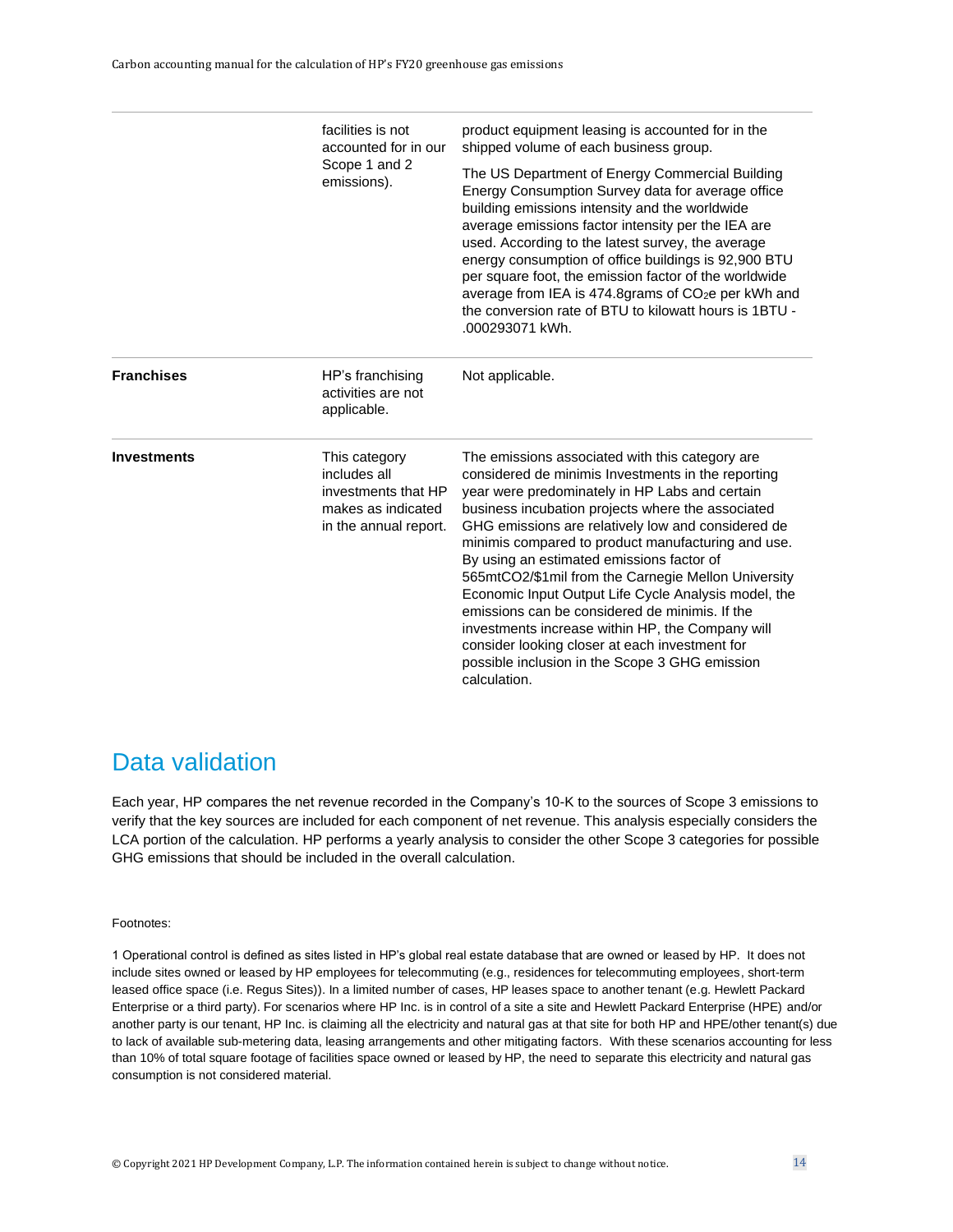| | | |
|---|---|---|
| | facilities is not accounted for in our Scope 1 and 2 emissions). | product equipment leasing is accounted for in the shipped volume of each business group.<br><br>The US Department of Energy Commercial Building Energy Consumption Survey data for average office building emissions intensity and the worldwide average emissions factor intensity per the IEA are used. According to the latest survey, the average energy consumption of office buildings is 92,900 BTU per square foot, the emission factor of the worldwide average from IEA is 474.8grams of $CO_2e$ per kWh and the conversion rate of BTU to kilowatt hours is 1BTU - .000293071 kWh. |
| **Franchises** | HP's franchising activities are not applicable. | Not applicable. |
| **Investments** | This category includes all investments that HP makes as indicated in the annual report. | The emissions associated with this category are considered de minimis Investments in the reporting year were predominately in HP Labs and certain business incubation projects where the associated GHG emissions are relatively low and considered de minimis compared to product manufacturing and use. By using an estimated emissions factor of 565mtCO2/$1mil from the Carnegie Mellon University Economic Input Output Life Cycle Analysis model, the emissions can be considered de minimis. If the investments increase within HP, the Company will consider looking closer at each investment for possible inclusion in the Scope 3 GHG emission calculation. |

## Data validation

Each year, HP compares the net revenue recorded in the Company's 10-K to the sources of Scope 3 emissions to verify that the key sources are included for each component of net revenue. This analysis especially considers the LCA portion of the calculation. HP performs a yearly analysis to consider the other Scope 3 categories for possible GHG emissions that should be included in the overall calculation.

Footnotes:

1 Operational control is defined as sites listed in HP's global real estate database that are owned or leased by HP. It does not include sites owned or leased by HP employees for telecommuting (e.g., residences for telecommuting employees, short-term leased office space (i.e. Regus Sites)). In a limited number of cases, HP leases space to another tenant (e.g. Hewlett Packard Enterprise or a third party). For scenarios where HP Inc. is in control of a site a site and Hewlett Packard Enterprise (HPE) and/or another party is our tenant, HP Inc. is claiming all the electricity and natural gas at that site for both HP and HPE/other tenant(s) due to lack of available sub-metering data, leasing arrangements and other mitigating factors. With these scenarios accounting for less than 10% of total square footage of facilities space owned or leased by HP, the need to separate this electricity and natural gas consumption is not considered material.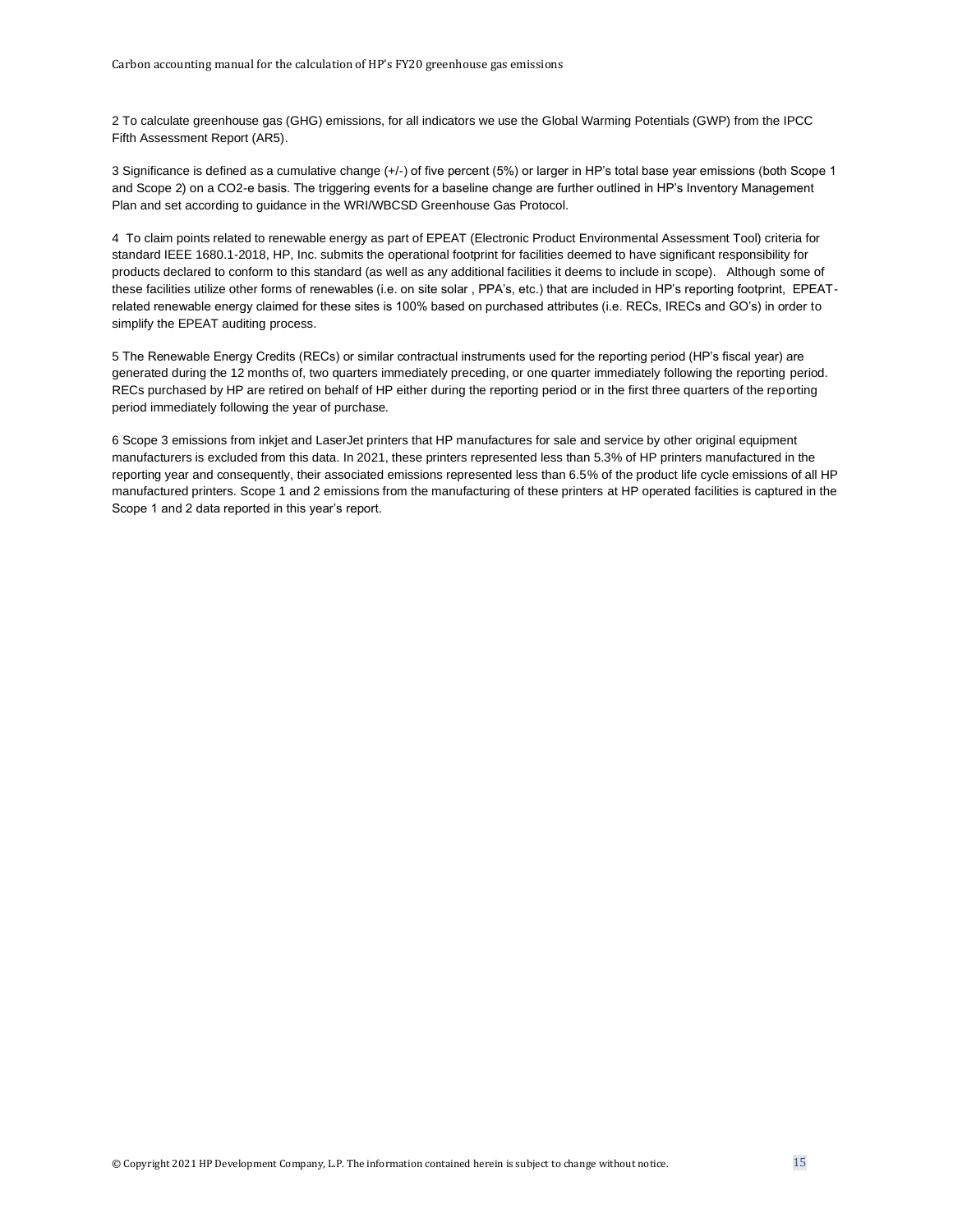2 To calculate greenhouse gas (GHG) emissions, for all indicators we use the Global Warming Potentials (GWP) from the IPCC Fifth Assessment Report (AR5).

3 Significance is defined as a cumulative change (+/-) of five percent (5%) or larger in HP's total base year emissions (both Scope 1 and Scope 2) on a CO2-e basis. The triggering events for a baseline change are further outlined in HP's Inventory Management Plan and set according to guidance in the WRI/WBCSD Greenhouse Gas Protocol.

4 To claim points related to renewable energy as part of EPEAT (Electronic Product Environmental Assessment Tool) criteria for standard IEEE 1680.1-2018, HP, Inc. submits the operational footprint for facilities deemed to have significant responsibility for products declared to conform to this standard (as well as any additional facilities it deems to include in scope). Although some of these facilities utilize other forms of renewables (i.e. on site solar , PPA's, etc.) that are included in HP's reporting footprint, EPEAT-related renewable energy claimed for these sites is 100% based on purchased attributes (i.e. RECs, IRECs and GO's) in order to simplify the EPEAT auditing process.

5 The Renewable Energy Credits (RECs) or similar contractual instruments used for the reporting period (HP's fiscal year) are generated during the 12 months of, two quarters immediately preceding, or one quarter immediately following the reporting period. RECs purchased by HP are retired on behalf of HP either during the reporting period or in the first three quarters of the reporting period immediately following the year of purchase.

6 Scope 3 emissions from inkjet and LaserJet printers that HP manufactures for sale and service by other original equipment manufacturers is excluded from this data. In 2021, these printers represented less than 5.3% of HP printers manufactured in the reporting year and consequently, their associated emissions represented less than 6.5% of the product life cycle emissions of all HP manufactured printers. Scope 1 and 2 emissions from the manufacturing of these printers at HP operated facilities is captured in the Scope 1 and 2 data reported in this year's report.